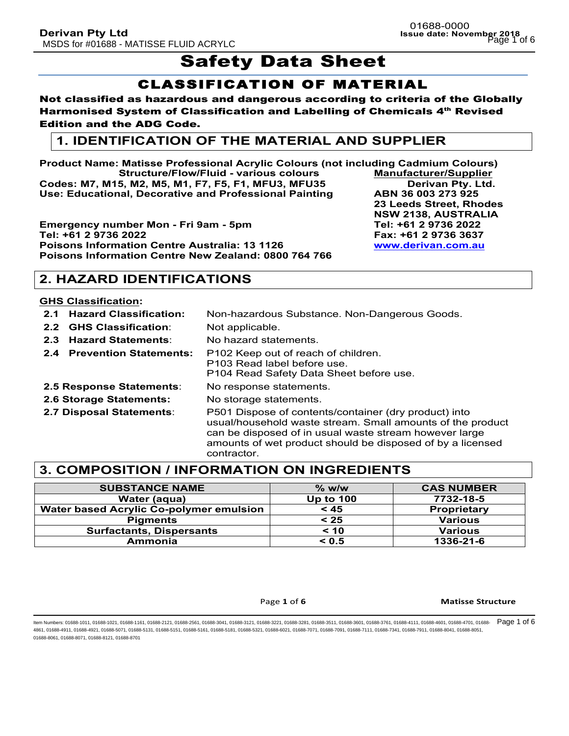# Safety Data Sheet

## CLASSIFICATION OF MATERIAL

**Not classified as hazardous and dangerous according to criteria of the Globally Harmonised System of Classification and Labelling of Chemicals 4th Revised Edition and the ADG Code.**

## 1. IDENTIFICATION OF THE MATERIAL AND SUPPLIER

**Product Name: Matisse Professional Acrylic Colours (not including Cadmium Colours)**
**Structure/Flow/Fluid - various colours**
**Codes: M7, M15, M2, M5, M1, F7, F5, F1, MFU3, MFU35**
**Use: Educational, Decorative and Professional Painting**

**Emergency number Mon - Fri 9am - 5pm**
**Tel: +61 2 9736 2022**
**Poisons Information Centre Australia: 13 1126**
**Poisons Information Centre New Zealand: 0800 764 766**

**Manufacturer/Supplier**
**Derivan Pty. Ltd.**
**ABN 36 003 273 925**
**23 Leeds Street, Rhodes**
**NSW 2138, AUSTRALIA**
**Tel: +61 2 9736 2022**
**Fax: +61 2 9736 3637**
**www.derivan.com.au**

## 2. HAZARD IDENTIFICATIONS

**GHS Classification:**

| | |
|---|---|
| **2.1 Hazard Classification:** | Non-hazardous Substance. Non-Dangerous Goods. |
| **2.2 GHS Classification:** | Not applicable. |
| **2.3 Hazard Statements:** | No hazard statements. |
| **2.4 Prevention Statements:** | P102 Keep out of reach of children.<br>P103 Read label before use.<br>P104 Read Safety Data Sheet before use. |
| **2.5 Response Statements:** | No response statements. |
| **2.6 Storage Statements:** | No storage statements. |
| **2.7 Disposal Statements:** | P501 Dispose of contents/container (dry product) into usual/household waste stream. Small amounts of the product can be disposed of in usual waste stream however large amounts of wet product should be disposed of by a licensed contractor. |

## 3. COMPOSITION / INFORMATION ON INGREDIENTS

| SUBSTANCE NAME | % w/w | CAS NUMBER |
|---|---|---|
| Water (aqua) | Up to 100 | 7732-18-5 |
| Water based Acrylic Co-polymer emulsion | < 45 | Proprietary |
| Pigments | < 25 | Various |
| Surfactants, Dispersants | < 10 | Various |
| Ammonia | < 0.5 | 1336-21-6 |

Item Numbers: 01688-1011, 01688-1021, 01688-1161, 01688-2121, 01688-2561, 01688-3041, 01688-3121, 01688-3221, 01688-3281, 01688-3511, 01688-3601, 01688-3761, 01688-4111, 01688-4601, 01688-4701, 01688-4861, 01688-4911, 01688-4921, 01688-5071, 01688-5131, 01688-5151, 01688-5161, 01688-5181, 01688-5321, 01688-6021, 01688-7071, 01688-7091, 01688-7111, 01688-7341, 01688-7911, 01688-8041, 01688-8051, 01688-8061, 01688-8071, 01688-8121, 01688-8701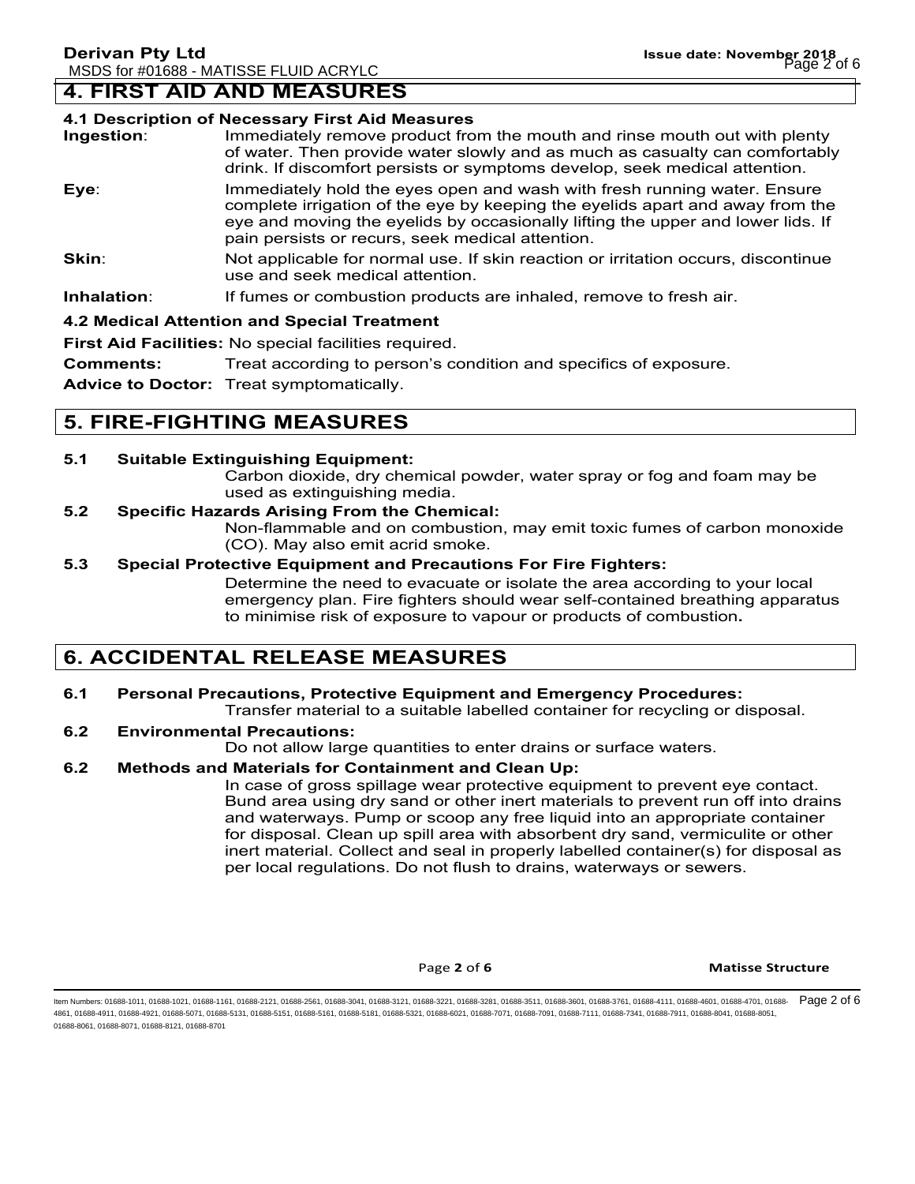## 4. FIRST AID AND MEASURES

### 4.1 Description of Necessary First Aid Measures

**Ingestion**: Immediately remove product from the mouth and rinse mouth out with plenty of water. Then provide water slowly and as much as casualty can comfortably drink. If discomfort persists or symptoms develop, seek medical attention.

**Eye**: Immediately hold the eyes open and wash with fresh running water. Ensure complete irrigation of the eye by keeping the eyelids apart and away from the eye and moving the eyelids by occasionally lifting the upper and lower lids. If pain persists or recurs, seek medical attention.

**Skin**: Not applicable for normal use. If skin reaction or irritation occurs, discontinue use and seek medical attention.

**Inhalation**: If fumes or combustion products are inhaled, remove to fresh air.

### 4.2 Medical Attention and Special Treatment

**First Aid Facilities:** No special facilities required.

**Comments:** Treat according to person's condition and specifics of exposure.

**Advice to Doctor:** Treat symptomatically.

## 5. FIRE-FIGHTING MEASURES

**5.1 Suitable Extinguishing Equipment:**

Carbon dioxide, dry chemical powder, water spray or fog and foam may be used as extinguishing media.

**5.2 Specific Hazards Arising From the Chemical:**

Non-flammable and on combustion, may emit toxic fumes of carbon monoxide (CO). May also emit acrid smoke.

**5.3 Special Protective Equipment and Precautions For Fire Fighters:**

Determine the need to evacuate or isolate the area according to your local emergency plan. Fire fighters should wear self-contained breathing apparatus to minimise risk of exposure to vapour or products of combustion**.**

## 6. ACCIDENTAL RELEASE MEASURES

**6.1 Personal Precautions, Protective Equipment and Emergency Procedures:**

Transfer material to a suitable labelled container for recycling or disposal.

**6.2 Environmental Precautions:**

Do not allow large quantities to enter drains or surface waters.

**6.2 Methods and Materials for Containment and Clean Up:**

In case of gross spillage wear protective equipment to prevent eye contact. Bund area using dry sand or other inert materials to prevent run off into drains and waterways. Pump or scoop any free liquid into an appropriate container for disposal. Clean up spill area with absorbent dry sand, vermiculite or other inert material. Collect and seal in properly labelled container(s) for disposal as per local regulations. Do not flush to drains, waterways or sewers.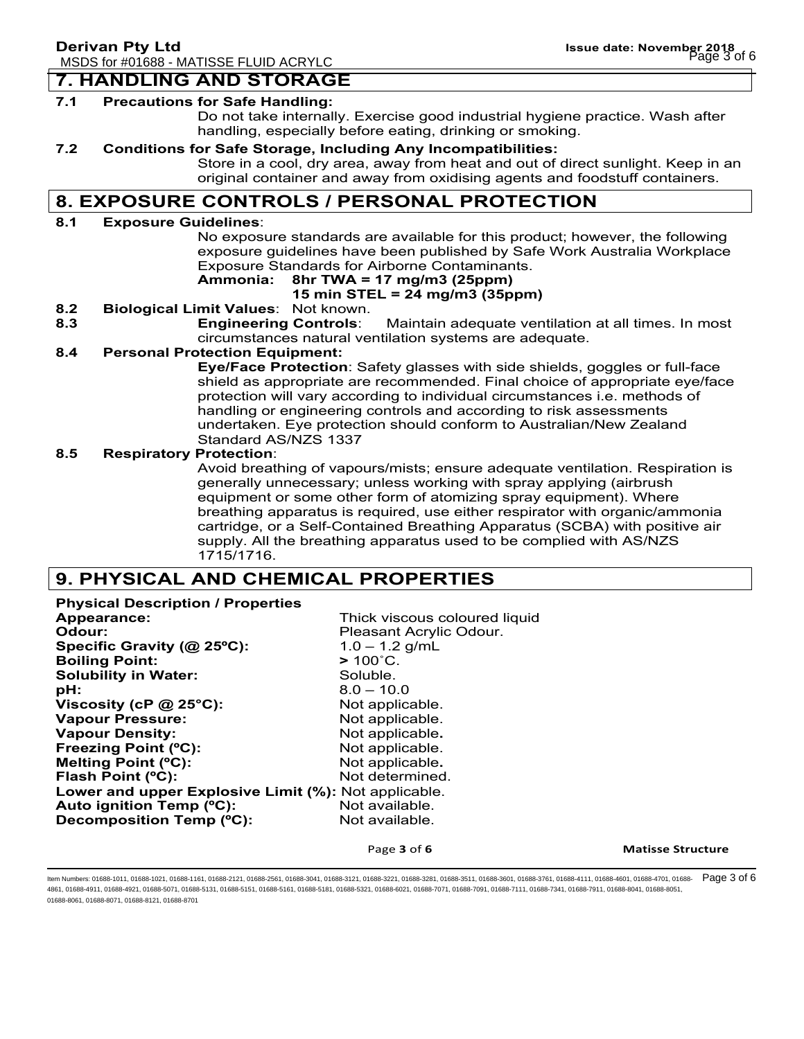## 7. HANDLING AND STORAGE

**7.1 Precautions for Safe Handling:**

Do not take internally. Exercise good industrial hygiene practice. Wash after handling, especially before eating, drinking or smoking.

**7.2 Conditions for Safe Storage, Including Any Incompatibilities:**

Store in a cool, dry area, away from heat and out of direct sunlight. Keep in an original container and away from oxidising agents and foodstuff containers.

## 8. EXPOSURE CONTROLS / PERSONAL PROTECTION

**8.1 Exposure Guidelines**:

No exposure standards are available for this product; however, the following exposure guidelines have been published by Safe Work Australia Workplace Exposure Standards for Airborne Contaminants.

**Ammonia: 8hr TWA = 17 mg/m3 (25ppm)**
**15 min STEL = 24 mg/m3 (35ppm)**

**8.2 Biological Limit Values**: Not known.

**8.3 Engineering Controls**: Maintain adequate ventilation at all times. In most circumstances natural ventilation systems are adequate.

**8.4 Personal Protection Equipment:**

**Eye/Face Protection**: Safety glasses with side shields, goggles or full-face shield as appropriate are recommended. Final choice of appropriate eye/face protection will vary according to individual circumstances i.e. methods of handling or engineering controls and according to risk assessments undertaken. Eye protection should conform to Australian/New Zealand Standard AS/NZS 1337

**8.5 Respiratory Protection**:

Avoid breathing of vapours/mists; ensure adequate ventilation. Respiration is generally unnecessary; unless working with spray applying (airbrush equipment or some other form of atomizing spray equipment). Where breathing apparatus is required, use either respirator with organic/ammonia cartridge, or a Self-Contained Breathing Apparatus (SCBA) with positive air supply. All the breathing apparatus used to be complied with AS/NZS 1715/1716.

## 9. PHYSICAL AND CHEMICAL PROPERTIES

**Physical Description / Properties**

| | |
|---|---|
| **Appearance:** | Thick viscous coloured liquid |
| **Odour:** | Pleasant Acrylic Odour. |
| **Specific Gravity (@ 25ºC):** | 1.0 – 1.2 g/mL |
| **Boiling Point:** | **>** 100˚C. |
| **Solubility in Water:** | Soluble. |
| **pH:** | 8.0 – 10.0 |
| **Viscosity (cP @ 25°C):** | Not applicable. |
| **Vapour Pressure:** | Not applicable. |
| **Vapour Density:** | Not applicable. |
| **Freezing Point (ºC):** | Not applicable. |
| **Melting Point (ºC):** | Not applicable. |
| **Flash Point (ºC):** | Not determined. |
| **Lower and upper Explosive Limit (%):** | Not applicable. |
| **Auto ignition Temp (ºC):** | Not available. |
| **Decomposition Temp (ºC):** | Not available. |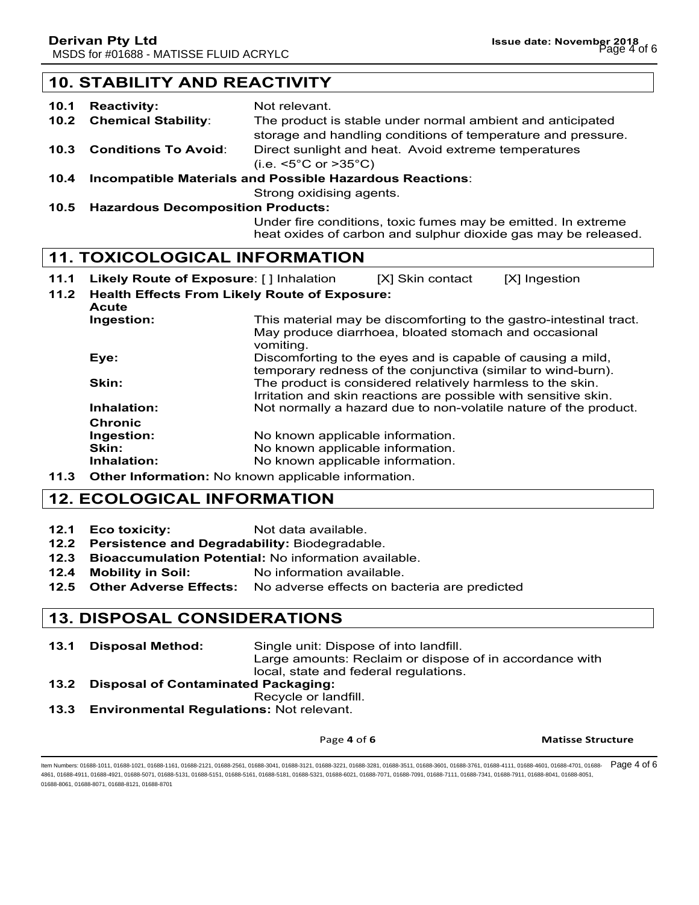## 10. STABILITY AND REACTIVITY

**10.1 Reactivity:** Not relevant.

**10.2 Chemical Stability**: The product is stable under normal ambient and anticipated storage and handling conditions of temperature and pressure.

**10.3 Conditions To Avoid**: Direct sunlight and heat. Avoid extreme temperatures (i.e. <5°C or >35°C)

**10.4 Incompatible Materials and Possible Hazardous Reactions**: Strong oxidising agents.

**10.5 Hazardous Decomposition Products:** Under fire conditions, toxic fumes may be emitted. In extreme heat oxides of carbon and sulphur dioxide gas may be released.

## 11. TOXICOLOGICAL INFORMATION

**11.1 Likely Route of Exposure**: [ ] Inhalation [X] Skin contact [X] Ingestion

**11.2 Health Effects From Likely Route of Exposure:**

**Acute**

**Ingestion:** This material may be discomforting to the gastro-intestinal tract. May produce diarrhoea, bloated stomach and occasional vomiting.

**Eye:** Discomforting to the eyes and is capable of causing a mild, temporary redness of the conjunctiva (similar to wind-burn).

**Skin:** The product is considered relatively harmless to the skin. Irritation and skin reactions are possible with sensitive skin.

**Inhalation:** Not normally a hazard due to non-volatile nature of the product.

**Chronic**

**Ingestion:** No known applicable information.

**Skin:** No known applicable information.

**Inhalation:** No known applicable information.

**11.3 Other Information:** No known applicable information.

## 12. ECOLOGICAL INFORMATION

**12.1 Eco toxicity:** Not data available.

**12.2 Persistence and Degradability:** Biodegradable.

**12.3 Bioaccumulation Potential:** No information available.

**12.4 Mobility in Soil:** No information available.

**12.5 Other Adverse Effects:** No adverse effects on bacteria are predicted

## 13. DISPOSAL CONSIDERATIONS

**13.1 Disposal Method:** Single unit: Dispose of into landfill.
Large amounts: Reclaim or dispose of in accordance with local, state and federal regulations.

**13.2 Disposal of Contaminated Packaging:** Recycle or landfill.

**13.3 Environmental Regulations:** Not relevant.

Item Numbers: 01688-1011, 01688-1021, 01688-1161, 01688-2121, 01688-2561, 01688-3041, 01688-3121, 01688-3221, 01688-3281, 01688-3511, 01688-3601, 01688-3761, 01688-4111, 01688-4601, 01688-4701, 01688-4861, 01688-4911, 01688-4921, 01688-5071, 01688-5131, 01688-5151, 01688-5161, 01688-5181, 01688-5321, 01688-6021, 01688-7071, 01688-7091, 01688-7111, 01688-7341, 01688-7911, 01688-8041, 01688-8051, 01688-8061, 01688-8071, 01688-8121, 01688-8701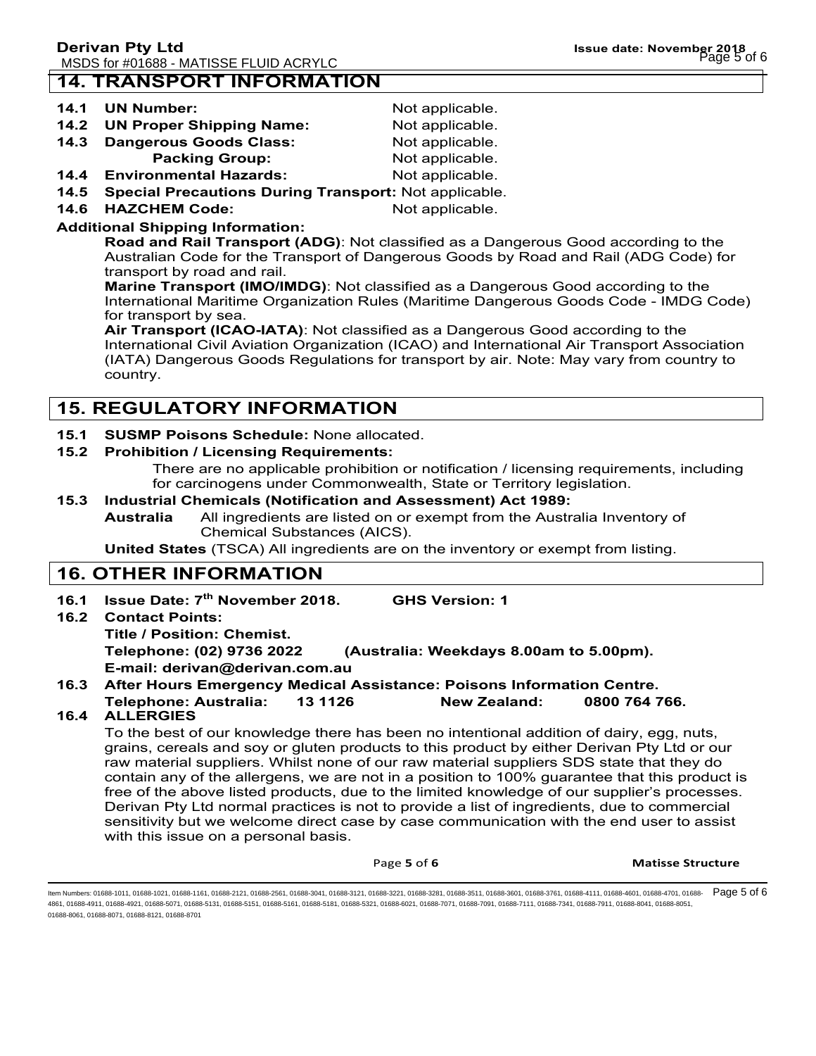## 14. TRANSPORT INFORMATION

**14.1 UN Number:** Not applicable.

**14.2 UN Proper Shipping Name:** Not applicable.

**14.3 Dangerous Goods Class:** Not applicable.

**Packing Group:** Not applicable.

**14.4 Environmental Hazards:** Not applicable.

**14.5 Special Precautions During Transport:** Not applicable.

**14.6 HAZCHEM Code:** Not applicable.

**Additional Shipping Information:**

**Road and Rail Transport (ADG)**: Not classified as a Dangerous Good according to the Australian Code for the Transport of Dangerous Goods by Road and Rail (ADG Code) for transport by road and rail.

**Marine Transport (IMO/IMDG)**: Not classified as a Dangerous Good according to the International Maritime Organization Rules (Maritime Dangerous Goods Code - IMDG Code) for transport by sea.

**Air Transport (ICAO-IATA)**: Not classified as a Dangerous Good according to the International Civil Aviation Organization (ICAO) and International Air Transport Association (IATA) Dangerous Goods Regulations for transport by air. Note: May vary from country to country.

## 15. REGULATORY INFORMATION

**15.1 SUSMP Poisons Schedule:** None allocated.

**15.2 Prohibition / Licensing Requirements:**

There are no applicable prohibition or notification / licensing requirements, including for carcinogens under Commonwealth, State or Territory legislation.

**15.3 Industrial Chemicals (Notification and Assessment) Act 1989:**

**Australia** All ingredients are listed on or exempt from the Australia Inventory of Chemical Substances (AICS).

**United States** (TSCA) All ingredients are on the inventory or exempt from listing.

## 16. OTHER INFORMATION

**16.1 Issue Date: 7th November 2018. GHS Version: 1**

**16.2 Contact Points:**

**Title / Position: Chemist.**

**Telephone: (02) 9736 2022 (Australia: Weekdays 8.00am to 5.00pm).**

**E-mail: derivan@derivan.com.au**

**16.3 After Hours Emergency Medical Assistance: Poisons Information Centre.**

**Telephone: Australia: 13 1126 New Zealand: 0800 764 766.**

**16.4 ALLERGIES**

To the best of our knowledge there has been no intentional addition of dairy, egg, nuts, grains, cereals and soy or gluten products to this product by either Derivan Pty Ltd or our raw material suppliers. Whilst none of our raw material suppliers SDS state that they do contain any of the allergens, we are not in a position to 100% guarantee that this product is free of the above listed products, due to the limited knowledge of our supplier's processes. Derivan Pty Ltd normal practices is not to provide a list of ingredients, due to commercial sensitivity but we welcome direct case by case communication with the end user to assist with this issue on a personal basis.

Item Numbers: 01688-1011, 01688-1021, 01688-1161, 01688-2121, 01688-2561, 01688-3041, 01688-3121, 01688-3221, 01688-3281, 01688-3511, 01688-3601, 01688-3761, 01688-4111, 01688-4601, 01688-4701, 01688-4861, 01688-4911, 01688-4921, 01688-5071, 01688-5131, 01688-5151, 01688-5161, 01688-5181, 01688-5321, 01688-6021, 01688-7071, 01688-7091, 01688-7111, 01688-7341, 01688-7911, 01688-8041, 01688-8051, 01688-8061, 01688-8071, 01688-8121, 01688-8701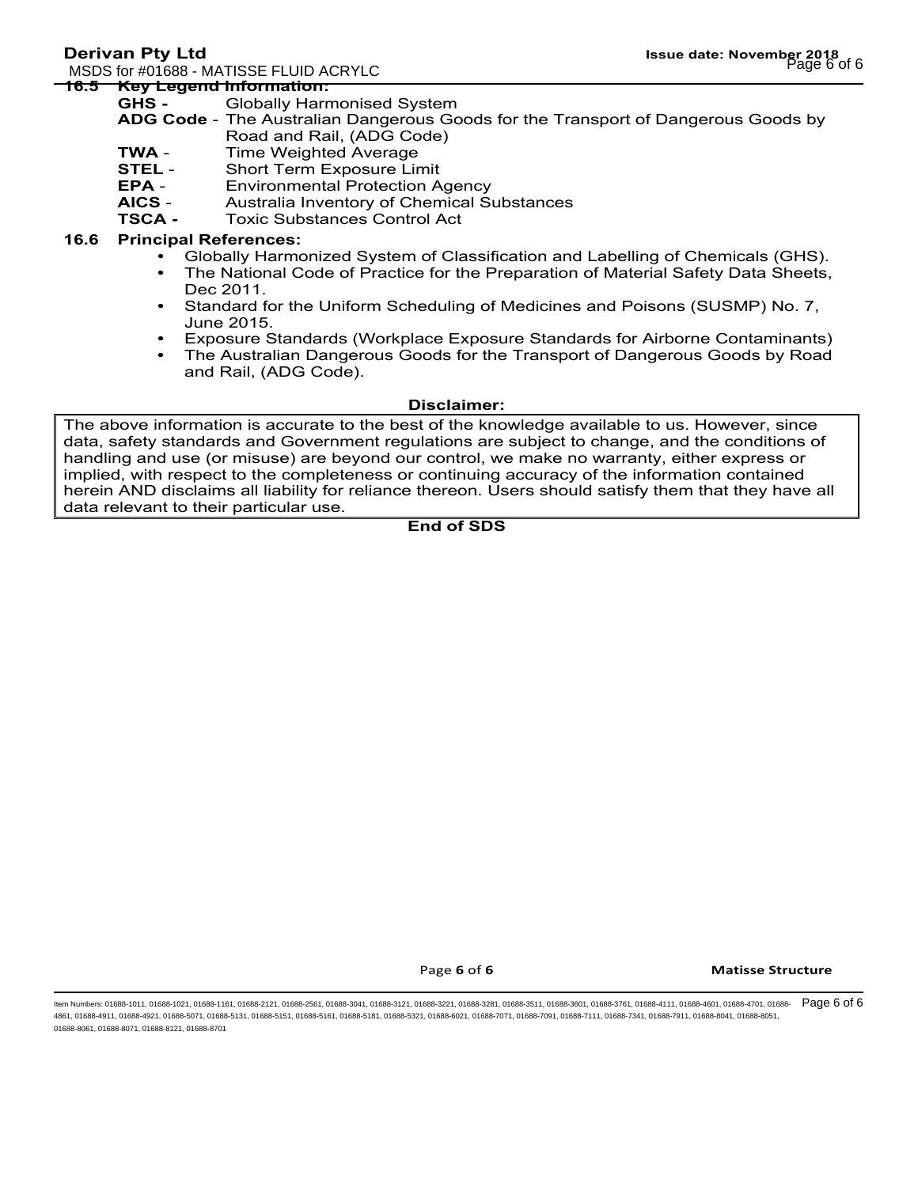### 16.5 Key Legend Information:

**GHS -** Globally Harmonised System
**ADG Code** - The Australian Dangerous Goods for the Transport of Dangerous Goods by Road and Rail, (ADG Code)
**TWA** - Time Weighted Average
**STEL** - Short Term Exposure Limit
**EPA** - Environmental Protection Agency
**AICS** - Australia Inventory of Chemical Substances
**TSCA -** Toxic Substances Control Act

### 16.6 Principal References:

- Globally Harmonized System of Classification and Labelling of Chemicals (GHS).
- The National Code of Practice for the Preparation of Material Safety Data Sheets, Dec 2011.
- Standard for the Uniform Scheduling of Medicines and Poisons (SUSMP) No. 7, June 2015.
- Exposure Standards (Workplace Exposure Standards for Airborne Contaminants)
- The Australian Dangerous Goods for the Transport of Dangerous Goods by Road and Rail, (ADG Code).

**Disclaimer:**

The above information is accurate to the best of the knowledge available to us. However, since data, safety standards and Government regulations are subject to change, and the conditions of handling and use (or misuse) are beyond our control, we make no warranty, either express or implied, with respect to the completeness or continuing accuracy of the information contained herein AND disclaims all liability for reliance thereon. Users should satisfy them that they have all data relevant to their particular use.

**End of SDS**

Item Numbers: 01688-1011, 01688-1021, 01688-1161, 01688-2121, 01688-2561, 01688-3041, 01688-3121, 01688-3221, 01688-3281, 01688-3511, 01688-3601, 01688-3761, 01688-4111, 01688-4601, 01688-4701, 01688-4861, 01688-4911, 01688-4921, 01688-5071, 01688-5131, 01688-5151, 01688-5161, 01688-5181, 01688-5321, 01688-6021, 01688-7071, 01688-7091, 01688-7111, 01688-7341, 01688-7911, 01688-8041, 01688-8051, 01688-8061, 01688-8071, 01688-8121, 01688-8701